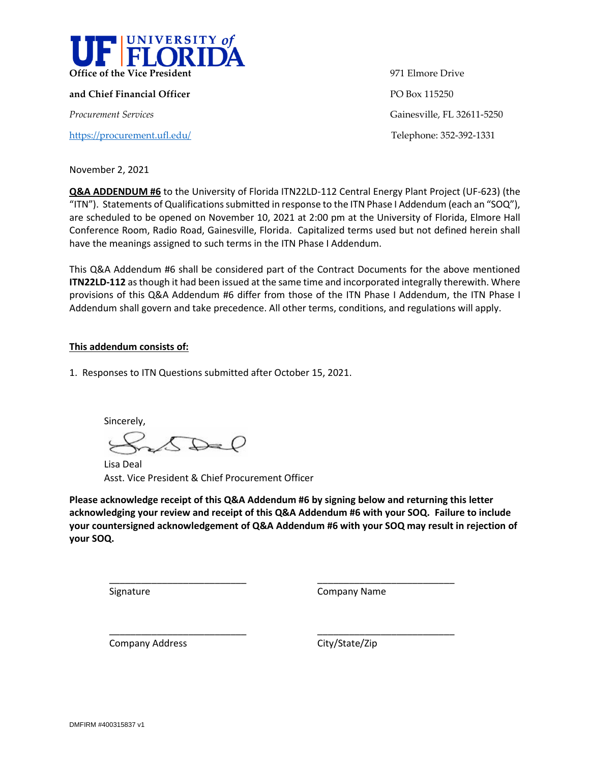**UF | UNIVERSITY of FLORIDA**

**Office of the Vice President**

**and Chief Financial Officer**

*Procurement Services*

https://procurement.ufl.edu/

971 Elmore Drive

PO Box 115250

Gainesville, FL 32611-5250

Telephone: 352-392-1331

November 2, 2021

**Q&A ADDENDUM #6** to the University of Florida ITN22LD-112 Central Energy Plant Project (UF-623) (the "ITN"). Statements of Qualifications submitted in response to the ITN Phase I Addendum (each an "SOQ"), are scheduled to be opened on November 10, 2021 at 2:00 pm at the University of Florida, Elmore Hall Conference Room, Radio Road, Gainesville, Florida. Capitalized terms used but not defined herein shall have the meanings assigned to such terms in the ITN Phase I Addendum.

This Q&A Addendum #6 shall be considered part of the Contract Documents for the above mentioned **ITN22LD-112** as though it had been issued at the same time and incorporated integrally therewith. Where provisions of this Q&A Addendum #6 differ from those of the ITN Phase I Addendum, the ITN Phase I Addendum shall govern and take precedence. All other terms, conditions, and regulations will apply.

**This addendum consists of:**

1. Responses to ITN Questions submitted after October 15, 2021.

Sincerely,

Lisa Deal
Asst. Vice President & Chief Procurement Officer

**Please acknowledge receipt of this Q&A Addendum #6 by signing below and returning this letter acknowledging your review and receipt of this Q&A Addendum #6 with your SOQ. Failure to include your countersigned acknowledgement of Q&A Addendum #6 with your SOQ may result in rejection of your SOQ.**

___________________________ Signature

___________________________ Company Name

___________________________ Company Address

___________________________ City/State/Zip

DMFIRM #400315837 v1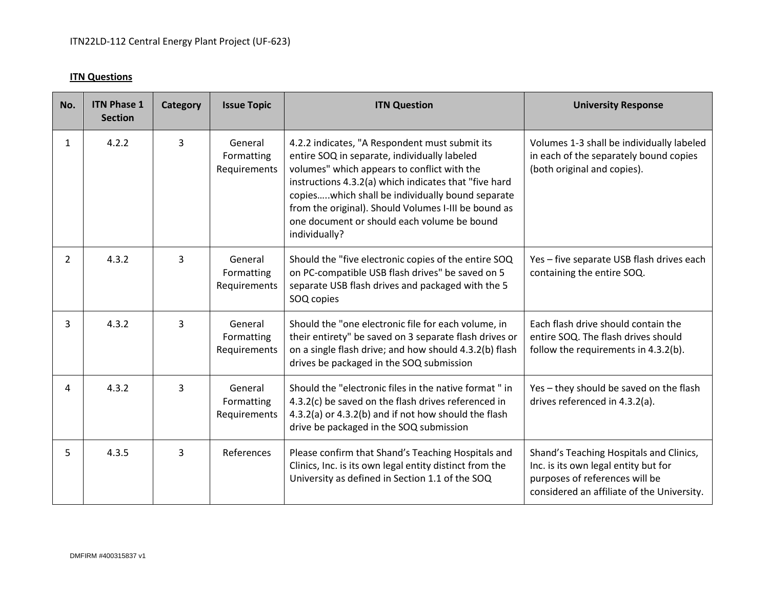ITN22LD-112 Central Energy Plant Project (UF-623)

**ITN Questions**

| No. | ITN Phase 1 Section | Category | Issue Topic | ITN Question | University Response |
|---|---|---|---|---|---|
| 1 | 4.2.2 | 3 | General Formatting Requirements | 4.2.2 indicates, "A Respondent must submit its entire SOQ in separate, individually labeled volumes" which appears to conflict with the instructions 4.3.2(a) which indicates that "five hard copies…..which shall be individually bound separate from the original). Should Volumes I-III be bound as one document or should each volume be bound individually? | Volumes 1-3 shall be individually labeled in each of the separately bound copies (both original and copies). |
| 2 | 4.3.2 | 3 | General Formatting Requirements | Should the "five electronic copies of the entire SOQ on PC-compatible USB flash drives" be saved on 5 separate USB flash drives and packaged with the 5 SOQ copies | Yes – five separate USB flash drives each containing the entire SOQ. |
| 3 | 4.3.2 | 3 | General Formatting Requirements | Should the "one electronic file for each volume, in their entirety" be saved on 3 separate flash drives or on a single flash drive; and how should 4.3.2(b) flash drives be packaged in the SOQ submission | Each flash drive should contain the entire SOQ. The flash drives should follow the requirements in 4.3.2(b). |
| 4 | 4.3.2 | 3 | General Formatting Requirements | Should the "electronic files in the native format " in 4.3.2(c) be saved on the flash drives referenced in 4.3.2(a) or 4.3.2(b) and if not how should the flash drive be packaged in the SOQ submission | Yes – they should be saved on the flash drives referenced in 4.3.2(a). |
| 5 | 4.3.5 | 3 | References | Please confirm that Shand's Teaching Hospitals and Clinics, Inc. is its own legal entity distinct from the University as defined in Section 1.1 of the SOQ | Shand's Teaching Hospitals and Clinics, Inc. is its own legal entity but for purposes of references will be considered an affiliate of the University. |

DMFIRM #400315837 v1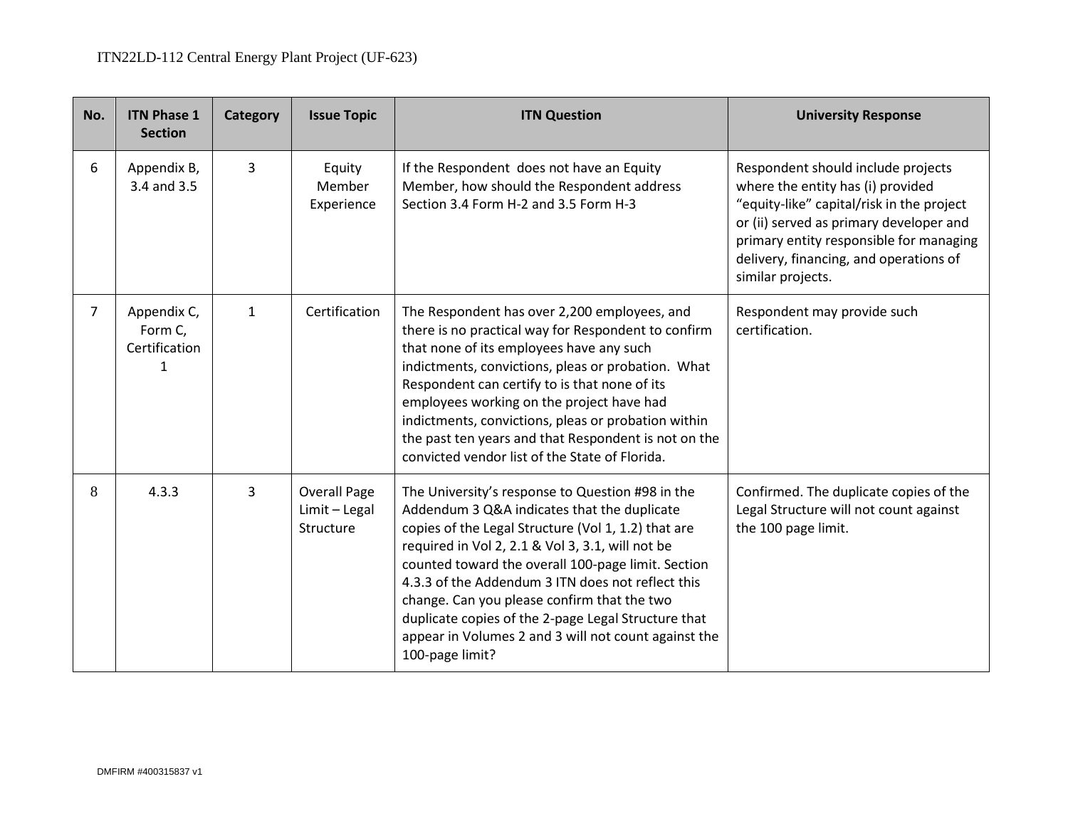| No. | ITN Phase 1 Section | Category | Issue Topic | ITN Question | University Response |
|---|---|---|---|---|---|
| 6 | Appendix B, 3.4 and 3.5 | 3 | Equity Member Experience | If the Respondent does not have an Equity Member, how should the Respondent address Section 3.4 Form H-2 and 3.5 Form H-3 | Respondent should include projects where the entity has (i) provided "equity-like" capital/risk in the project or (ii) served as primary developer and primary entity responsible for managing delivery, financing, and operations of similar projects. |
| 7 | Appendix C, Form C, Certification 1 | 1 | Certification | The Respondent has over 2,200 employees, and there is no practical way for Respondent to confirm that none of its employees have any such indictments, convictions, pleas or probation. What Respondent can certify to is that none of its employees working on the project have had indictments, convictions, pleas or probation within the past ten years and that Respondent is not on the convicted vendor list of the State of Florida. | Respondent may provide such certification. |
| 8 | 4.3.3 | 3 | Overall Page Limit – Legal Structure | The University's response to Question #98 in the Addendum 3 Q&A indicates that the duplicate copies of the Legal Structure (Vol 1, 1.2) that are required in Vol 2, 2.1 & Vol 3, 3.1, will not be counted toward the overall 100-page limit. Section 4.3.3 of the Addendum 3 ITN does not reflect this change. Can you please confirm that the two duplicate copies of the 2-page Legal Structure that appear in Volumes 2 and 3 will not count against the 100-page limit? | Confirmed. The duplicate copies of the Legal Structure will not count against the 100 page limit. |